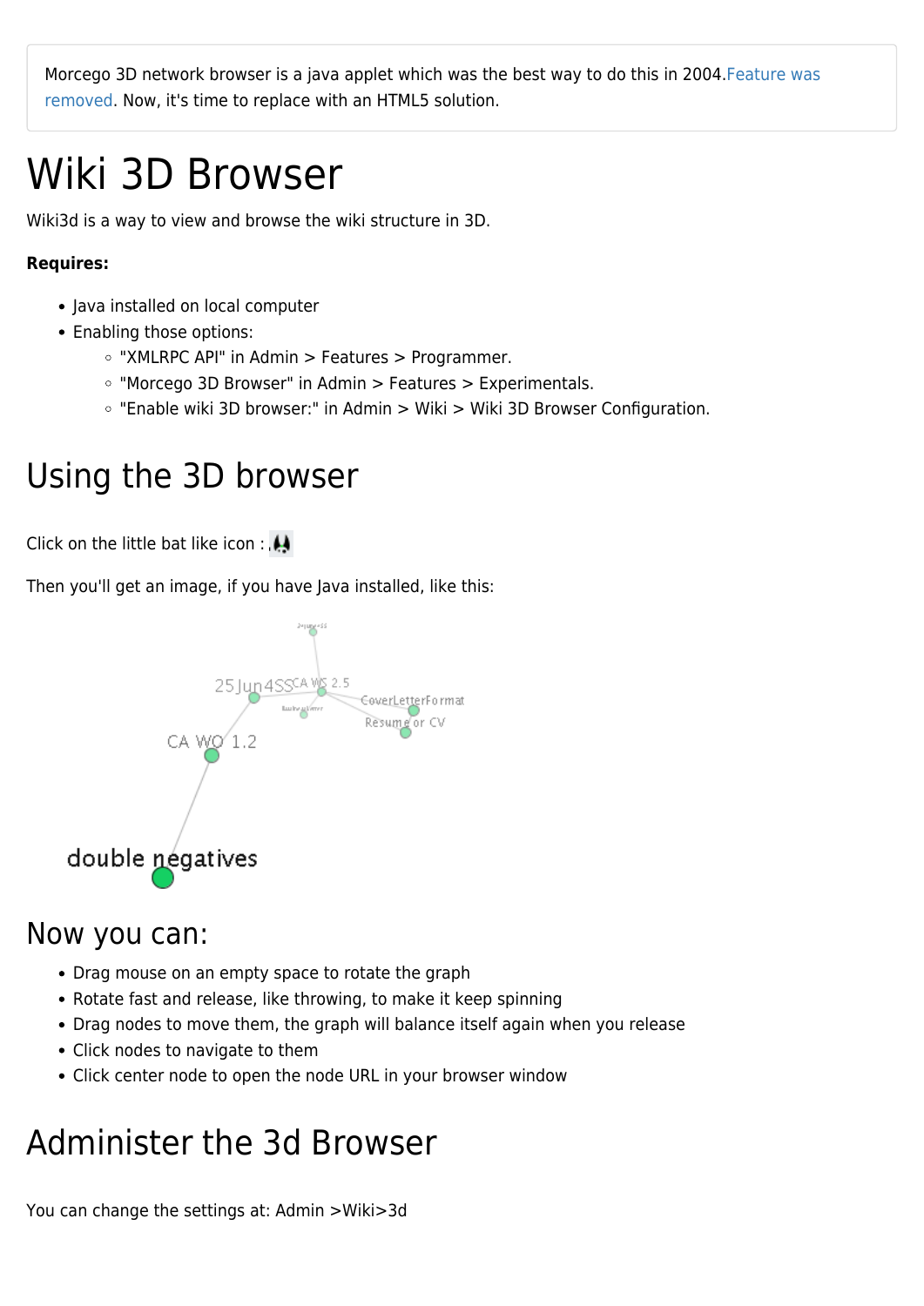Morcego 3D network browser is a java applet which was the best way to do this in 2004.Feature was removed. Now, it's time to replace with an HTML5 solution.

# Wiki 3D Browser

Wiki3d is a way to view and browse the wiki structure in 3D.

**Requires:**

- Java installed on local computer
- Enabling those options:
  - "XMLRPC API" in Admin > Features > Programmer.
  - "Morcego 3D Browser" in Admin > Features > Experimentals.
  - "Enable wiki 3D browser:" in Admin > Wiki > Wiki 3D Browser Configuration.

## Using the 3D browser

Click on the little bat like icon :

Then you'll get an image, if you have Java installed, like this:

## Now you can:

- Drag mouse on an empty space to rotate the graph
- Rotate fast and release, like throwing, to make it keep spinning
- Drag nodes to move them, the graph will balance itself again when you release
- Click nodes to navigate to them
- Click center node to open the node URL in your browser window

## Administer the 3d Browser

You can change the settings at: Admin >Wiki>3d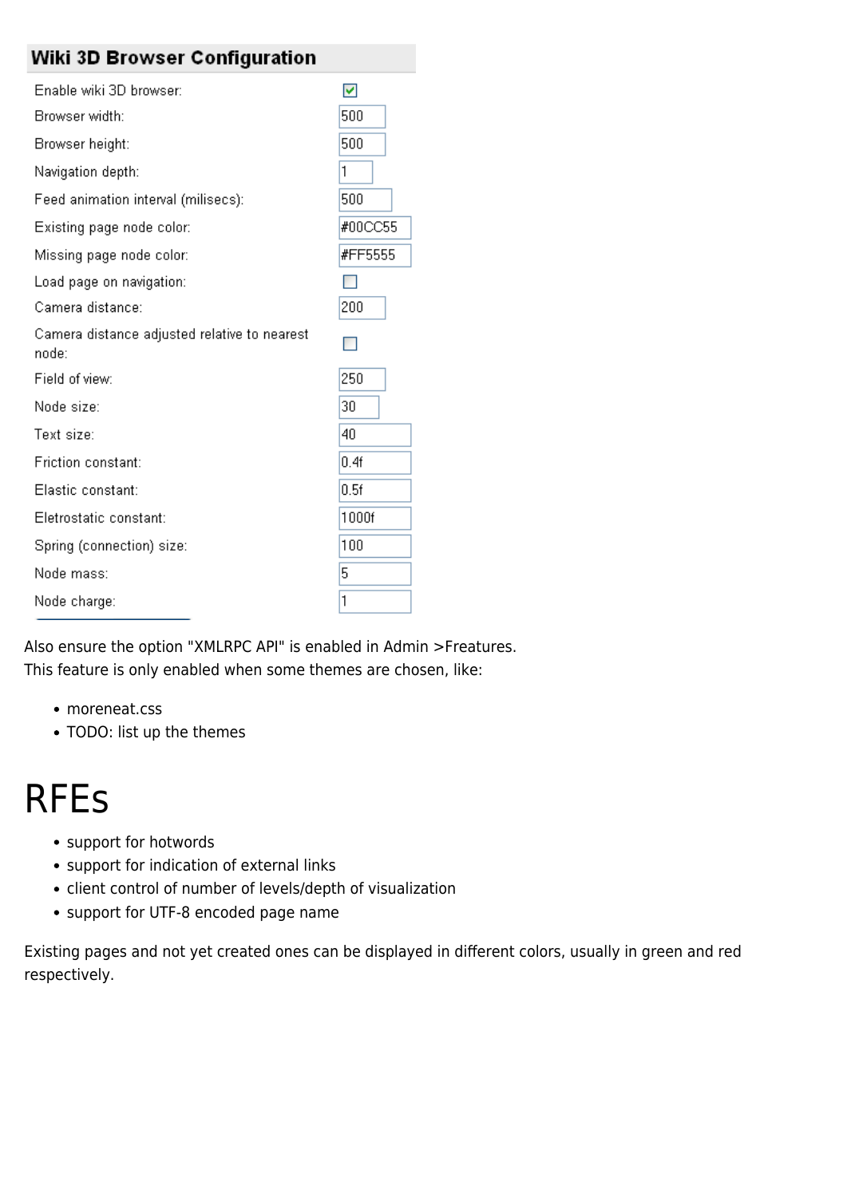## Wiki 3D Browser Configuration

| | |
|---|---|
| Enable wiki 3D browser: | ☑ |
| Browser width: | 500 |
| Browser height: | 500 |
| Navigation depth: | 1 |
| Feed animation interval (milisecs): | 500 |
| Existing page node color: | #00CC55 |
| Missing page node color: | #FF5555 |
| Load page on navigation: | ☐ |
| Camera distance: | 200 |
| Camera distance adjusted relative to nearest node: | ☐ |
| Field of view: | 250 |
| Node size: | 30 |
| Text size: | 40 |
| Friction constant: | 0.4f |
| Elastic constant: | 0.5f |
| Eletrostatic constant: | 1000f |
| Spring (connection) size: | 100 |
| Node mass: | 5 |
| Node charge: | 1 |

Also ensure the option "XMLRPC API" is enabled in Admin >Freatures.
This feature is only enabled when some themes are chosen, like:

- moreneat.css
- TODO: list up the themes

# RFEs

- support for hotwords
- support for indication of external links
- client control of number of levels/depth of visualization
- support for UTF-8 encoded page name

Existing pages and not yet created ones can be displayed in different colors, usually in green and red respectively.